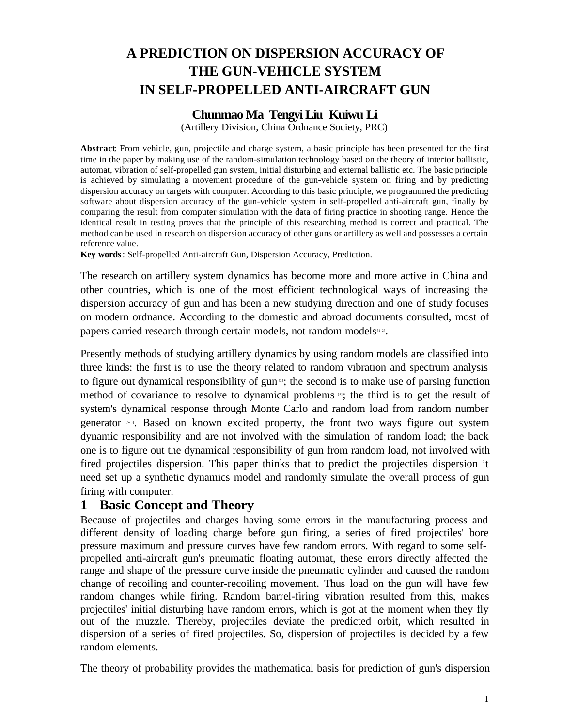# A PREDICTION ON DISPERSION ACCURACY OF THE GUN-VEHICLE SYSTEM IN SELF-PROPELLED ANTI-AIRCRAFT GUN

**Chunmao Ma Tengyi Liu Kuiwu Li**

(Artillery Division, China Ordnance Society, PRC)

**Abstract**: From vehicle, gun, projectile and charge system, a basic principle has been presented for the first time in the paper by making use of the random-simulation technology based on the theory of interior ballistic, automat, vibration of self-propelled gun system, initial disturbing and external ballistic etc. The basic principle is achieved by simulating a movement procedure of the gun-vehicle system on firing and by predicting dispersion accuracy on targets with computer. According to this basic principle, we programmed the predicting software about dispersion accuracy of the gun-vehicle system in self-propelled anti-aircraft gun, finally by comparing the result from computer simulation with the data of firing practice in shooting range. Hence the identical result in testing proves that the principle of this researching method is correct and practical. The method can be used in research on dispersion accuracy of other guns or artillery as well and possesses a certain reference value.

**Key words**: Self-propelled Anti-aircraft Gun, Dispersion Accuracy, Prediction.

The research on artillery system dynamics has become more and more active in China and other countries, which is one of the most efficient technological ways of increasing the dispersion accuracy of gun and has been a new studying direction and one of study focuses on modern ordnance. According to the domestic and abroad documents consulted, most of papers carried research through certain models, not random models[1-2].

Presently methods of studying artillery dynamics by using random models are classified into three kinds: the first is to use the theory related to random vibration and spectrum analysis to figure out dynamical responsibility of gun[3]; the second is to make use of parsing function method of covariance to resolve to dynamical problems [4]; the third is to get the result of system's dynamical response through Monte Carlo and random load from random number generator [5-6]. Based on known excited property, the front two ways figure out system dynamic responsibility and are not involved with the simulation of random load; the back one is to figure out the dynamical responsibility of gun from random load, not involved with fired projectiles dispersion. This paper thinks that to predict the projectiles dispersion it need set up a synthetic dynamics model and randomly simulate the overall process of gun firing with computer.

## 1 Basic Concept and Theory

Because of projectiles and charges having some errors in the manufacturing process and different density of loading charge before gun firing, a series of fired projectiles' bore pressure maximum and pressure curves have few random errors. With regard to some self-propelled anti-aircraft gun's pneumatic floating automat, these errors directly affected the range and shape of the pressure curve inside the pneumatic cylinder and caused the random change of recoiling and counter-recoiling movement. Thus load on the gun will have few random changes while firing. Random barrel-firing vibration resulted from this, makes projectiles' initial disturbing have random errors, which is got at the moment when they fly out of the muzzle. Thereby, projectiles deviate the predicted orbit, which resulted in dispersion of a series of fired projectiles. So, dispersion of projectiles is decided by a few random elements.

The theory of probability provides the mathematical basis for prediction of gun's dispersion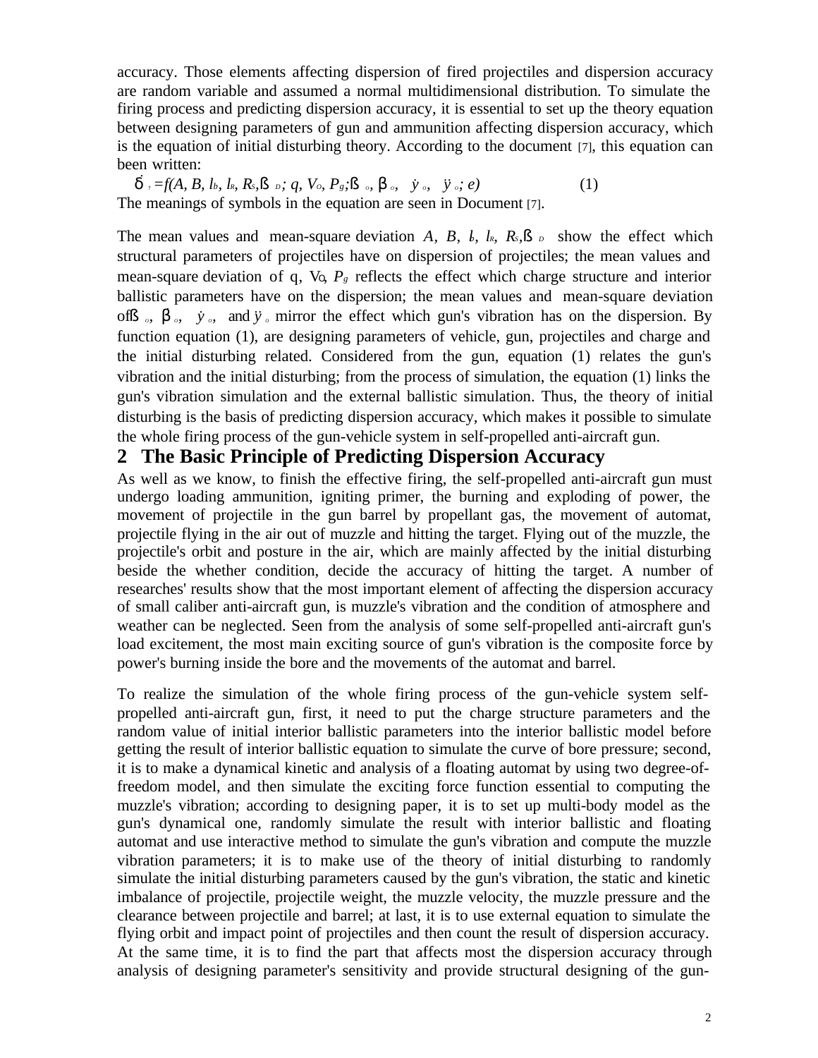accuracy. Those elements affecting dispersion of fired projectiles and dispersion accuracy are random variable and assumed a normal multidimensional distribution. To simulate the firing process and predicting dispersion accuracy, it is essential to set up the theory equation between designing parameters of gun and ammunition affecting dispersion accuracy, which is the equation of initial disturbing theory. According to the document [7], this equation can been written:

$$\dot{\delta}_{\tau} = f(A, B, l_b, l_R, R_S, \beta_D; q, V_O, P_g; \beta_o, \beta_o, \dot{y}_o, \ddot{y}_o; e) \quad (1)$$

The meanings of symbols in the equation are seen in Document [7].

The mean values and mean-square deviation $A$, $B$, $l_b$, $l_R$, $R_S$, $\beta_D$ show the effect which structural parameters of projectiles have on dispersion of projectiles; the mean values and mean-square deviation of q, $V_O$, $P_g$ reflects the effect which charge structure and interior ballistic parameters have on the dispersion; the mean values and mean-square deviation of $\beta_o$, $\beta_o$, $\dot{y}_o$, and $\ddot{y}_o$ mirror the effect which gun's vibration has on the dispersion. By function equation (1), are designing parameters of vehicle, gun, projectiles and charge and the initial disturbing related. Considered from the gun, equation (1) relates the gun's vibration and the initial disturbing; from the process of simulation, the equation (1) links the gun's vibration simulation and the external ballistic simulation. Thus, the theory of initial disturbing is the basis of predicting dispersion accuracy, which makes it possible to simulate the whole firing process of the gun-vehicle system in self-propelled anti-aircraft gun.

## 2 The Basic Principle of Predicting Dispersion Accuracy

As well as we know, to finish the effective firing, the self-propelled anti-aircraft gun must undergo loading ammunition, igniting primer, the burning and exploding of power, the movement of projectile in the gun barrel by propellant gas, the movement of automat, projectile flying in the air out of muzzle and hitting the target. Flying out of the muzzle, the projectile's orbit and posture in the air, which are mainly affected by the initial disturbing beside the whether condition, decide the accuracy of hitting the target. A number of researches' results show that the most important element of affecting the dispersion accuracy of small caliber anti-aircraft gun, is muzzle's vibration and the condition of atmosphere and weather can be neglected. Seen from the analysis of some self-propelled anti-aircraft gun's load excitement, the most main exciting source of gun's vibration is the composite force by power's burning inside the bore and the movements of the automat and barrel.

To realize the simulation of the whole firing process of the gun-vehicle system self-propelled anti-aircraft gun, first, it need to put the charge structure parameters and the random value of initial interior ballistic parameters into the interior ballistic model before getting the result of interior ballistic equation to simulate the curve of bore pressure; second, it is to make a dynamical kinetic and analysis of a floating automat by using two degree-of-freedom model, and then simulate the exciting force function essential to computing the muzzle's vibration; according to designing paper, it is to set up multi-body model as the gun's dynamical one, randomly simulate the result with interior ballistic and floating automat and use interactive method to simulate the gun's vibration and compute the muzzle vibration parameters; it is to make use of the theory of initial disturbing to randomly simulate the initial disturbing parameters caused by the gun's vibration, the static and kinetic imbalance of projectile, projectile weight, the muzzle velocity, the muzzle pressure and the clearance between projectile and barrel; at last, it is to use external equation to simulate the flying orbit and impact point of projectiles and then count the result of dispersion accuracy. At the same time, it is to find the part that affects most the dispersion accuracy through analysis of designing parameter's sensitivity and provide structural designing of the gun-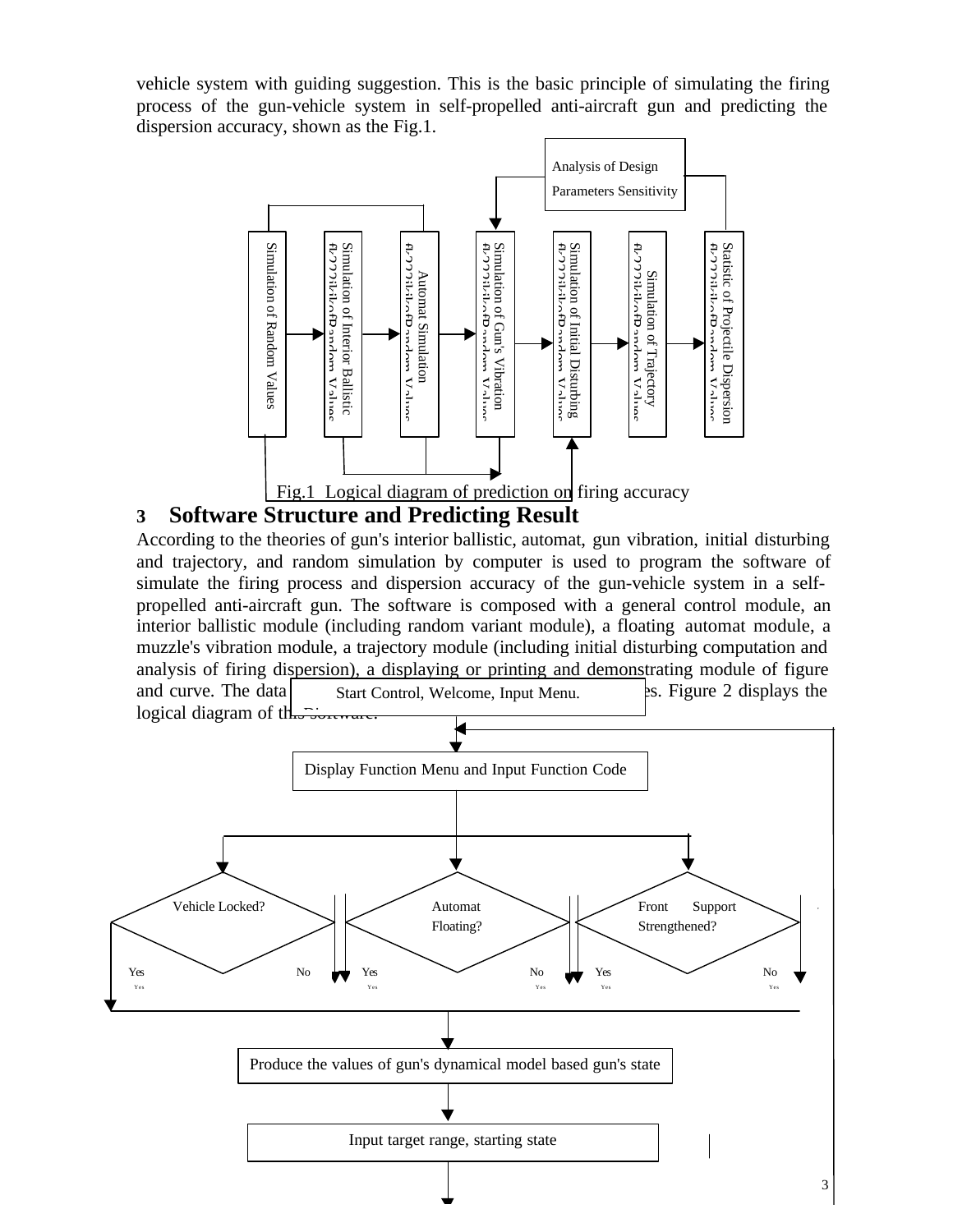vehicle system with guiding suggestion. This is the basic principle of simulating the firing process of the gun-vehicle system in self-propelled anti-aircraft gun and predicting the dispersion accuracy, shown as the Fig.1.

Analysis of Design Parameters Sensitivity

Simulation of Random Values

Simulation of Interior Ballistic

Automat Simulation

Simulation of Gun's Vibration

Simulation of Initial Disturbing

Simulation of Trajectory

Statistic of Projectile Dispersion

Fig.1 Logical diagram of prediction on firing accuracy

## 3 Software Structure and Predicting Result

According to the theories of gun's interior ballistic, automat, gun vibration, initial disturbing and trajectory, and random simulation by computer is used to program the software of simulate the firing process and dispersion accuracy of the gun-vehicle system in a self-propelled anti-aircraft gun. The software is composed with a general control module, an interior ballistic module (including random variant module), a floating automat module, a muzzle's vibration module, a trajectory module (including initial disturbing computation and analysis of firing dispersion), a displaying or printing and demonstrating module of figure and curve. The data ... es. Figure 2 displays the logical diagram of this software.

Start Control, Welcome, Input Menu.

Display Function Menu and Input Function Code

Vehicle Locked?

Yes

No

Automat Floating?

Yes

No

Front Support Strengthened?

Yes

No

Produce the values of gun's dynamical model based gun's state

Input target range, starting state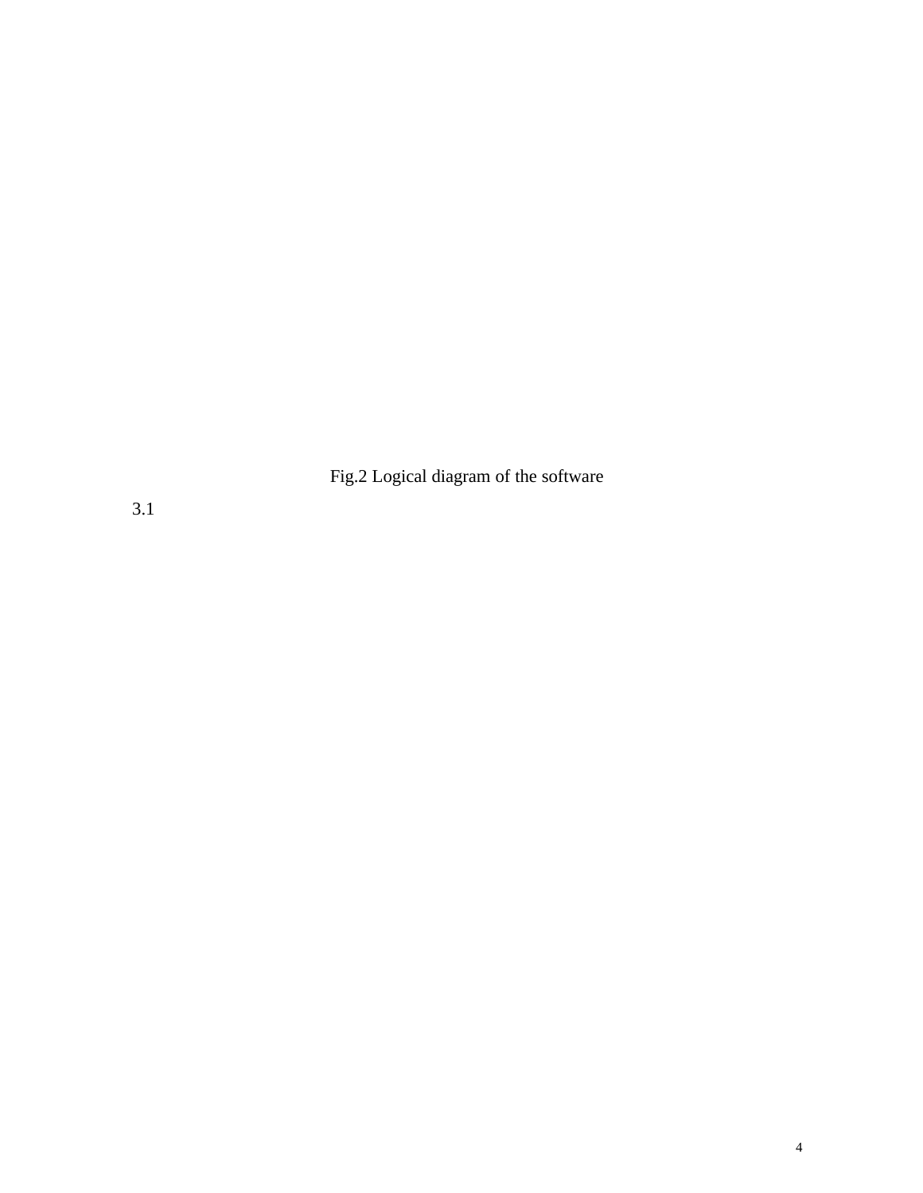Fig.2 Logical diagram of the software

3.1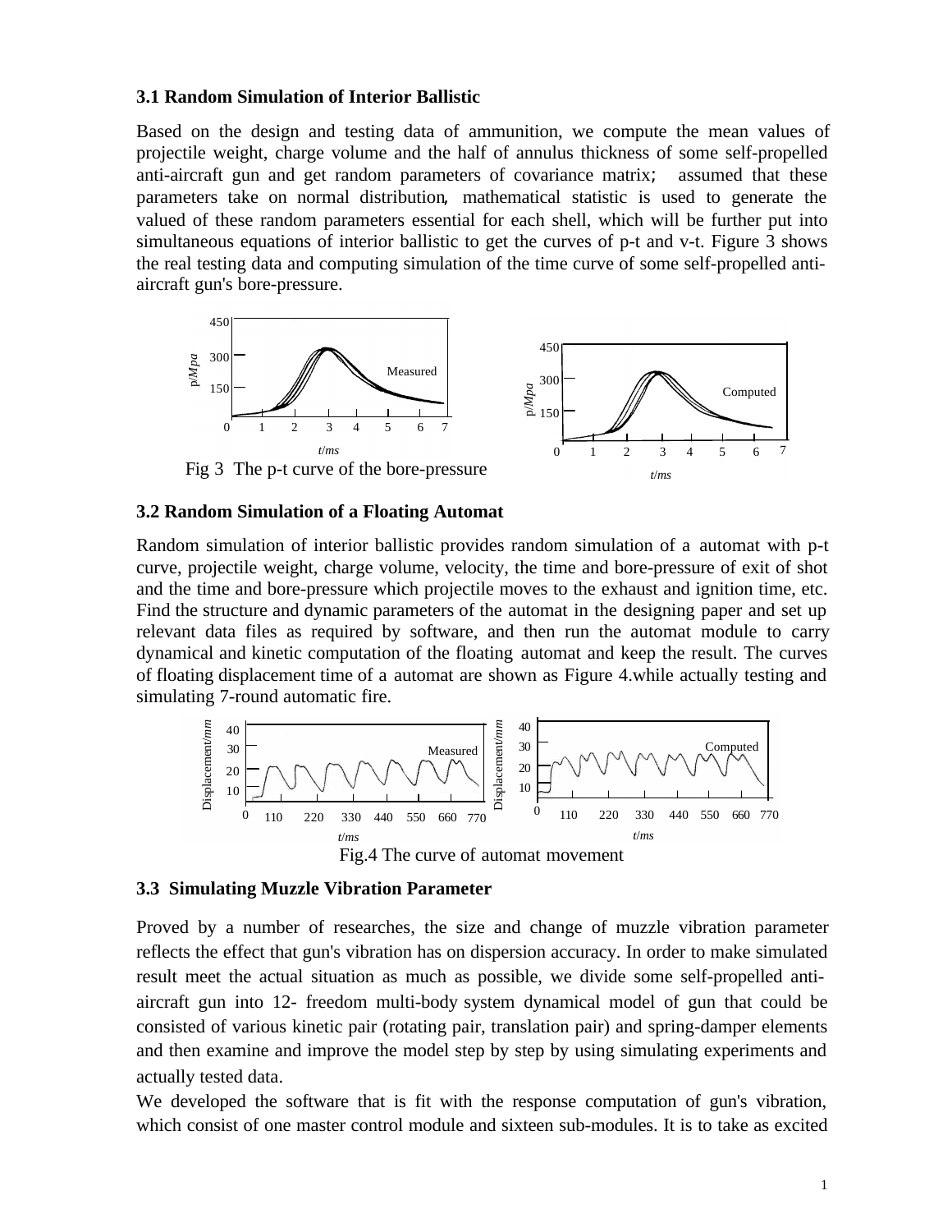### 3.1 Random Simulation of Interior Ballistic

Based on the design and testing data of ammunition, we compute the mean values of projectile weight, charge volume and the half of annulus thickness of some self-propelled anti-aircraft gun and get random parameters of covariance matrix; assumed that these parameters take on normal distribution, mathematical statistic is used to generate the valued of these random parameters essential for each shell, which will be further put into simultaneous equations of interior ballistic to get the curves of p-t and v-t. Figure 3 shows the real testing data and computing simulation of the time curve of some self-propelled anti-aircraft gun's bore-pressure.

450
300
150
p/*Mpa*
Measured
0 1 2 3 4 5 6 7
*t*/*ms*

450
300
150
p/*Mpa*
Computed
0 1 2 3 4 5 6 7
*t*/*ms*

Fig 3 The p-t curve of the bore-pressure

### 3.2 Random Simulation of a Floating Automat

Random simulation of interior ballistic provides random simulation of a automat with p-t curve, projectile weight, charge volume, velocity, the time and bore-pressure of exit of shot and the time and bore-pressure which projectile moves to the exhaust and ignition time, etc. Find the structure and dynamic parameters of the automat in the designing paper and set up relevant data files as required by software, and then run the automat module to carry dynamical and kinetic computation of the floating automat and keep the result. The curves of floating displacement time of a automat are shown as Figure 4.while actually testing and simulating 7-round automatic fire.

Displacement/*mm*
40
30
20
10
Measured
0 110 220 330 440 550 660 770
*t*/*ms*

Displacement/*mm*
40
30
20
10
Computed
0 110 220 330 440 550 660 770
*t*/*ms*

Fig.4 The curve of automat movement

### 3.3 Simulating Muzzle Vibration Parameter

Proved by a number of researches, the size and change of muzzle vibration parameter reflects the effect that gun's vibration has on dispersion accuracy. In order to make simulated result meet the actual situation as much as possible, we divide some self-propelled anti-aircraft gun into 12- freedom multi-body system dynamical model of gun that could be consisted of various kinetic pair (rotating pair, translation pair) and spring-damper elements and then examine and improve the model step by step by using simulating experiments and actually tested data.

We developed the software that is fit with the response computation of gun's vibration, which consist of one master control module and sixteen sub-modules. It is to take as excited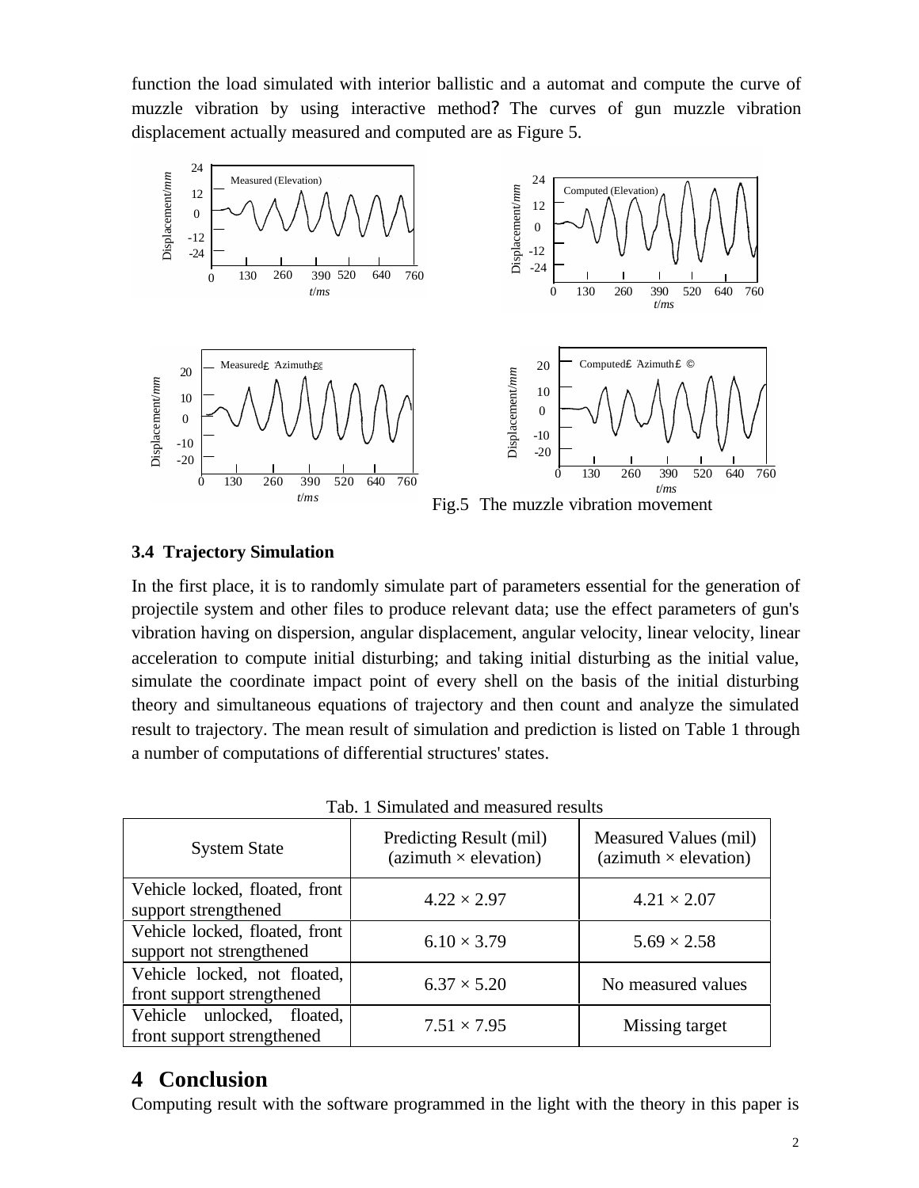function the load simulated with interior ballistic and a automat and compute the curve of muzzle vibration by using interactive method? The curves of gun muzzle vibration displacement actually measured and computed are as Figure 5.

Measured (Elevation)
Displacement/mm
24
12
0
-12
-24
0 130 260 390 520 640 760
t/ms

Computed (Elevation)
Displacement/mm
24
12
0
-12
-24
0 130 260 390 520 640 760
t/ms

Measured£¨Azimuth£©
Displacement/mm
20
10
0
-10
-20
0 130 260 390 520 640 760
t/ms

Computed£¨Azimuth£©
Displacement/mm
20
10
0
-10
-20
0 130 260 390 520 640 760
t/ms

Fig.5 The muzzle vibration movement

### 3.4 Trajectory Simulation

In the first place, it is to randomly simulate part of parameters essential for the generation of projectile system and other files to produce relevant data; use the effect parameters of gun's vibration having on dispersion, angular displacement, angular velocity, linear velocity, linear acceleration to compute initial disturbing; and taking initial disturbing as the initial value, simulate the coordinate impact point of every shell on the basis of the initial disturbing theory and simultaneous equations of trajectory and then count and analyze the simulated result to trajectory. The mean result of simulation and prediction is listed on Table 1 through a number of computations of differential structures' states.

Tab. 1 Simulated and measured results

| System State | Predicting Result (mil) (azimuth × elevation) | Measured Values (mil) (azimuth × elevation) |
| --- | --- | --- |
| Vehicle locked, floated, front support strengthened | 4.22 × 2.97 | 4.21 × 2.07 |
| Vehicle locked, floated, front support not strengthened | 6.10 × 3.79 | 5.69 × 2.58 |
| Vehicle locked, not floated, front support strengthened | 6.37 × 5.20 | No measured values |
| Vehicle unlocked, floated, front support strengthened | 7.51 × 7.95 | Missing target |

## 4 Conclusion

Computing result with the software programmed in the light with the theory in this paper is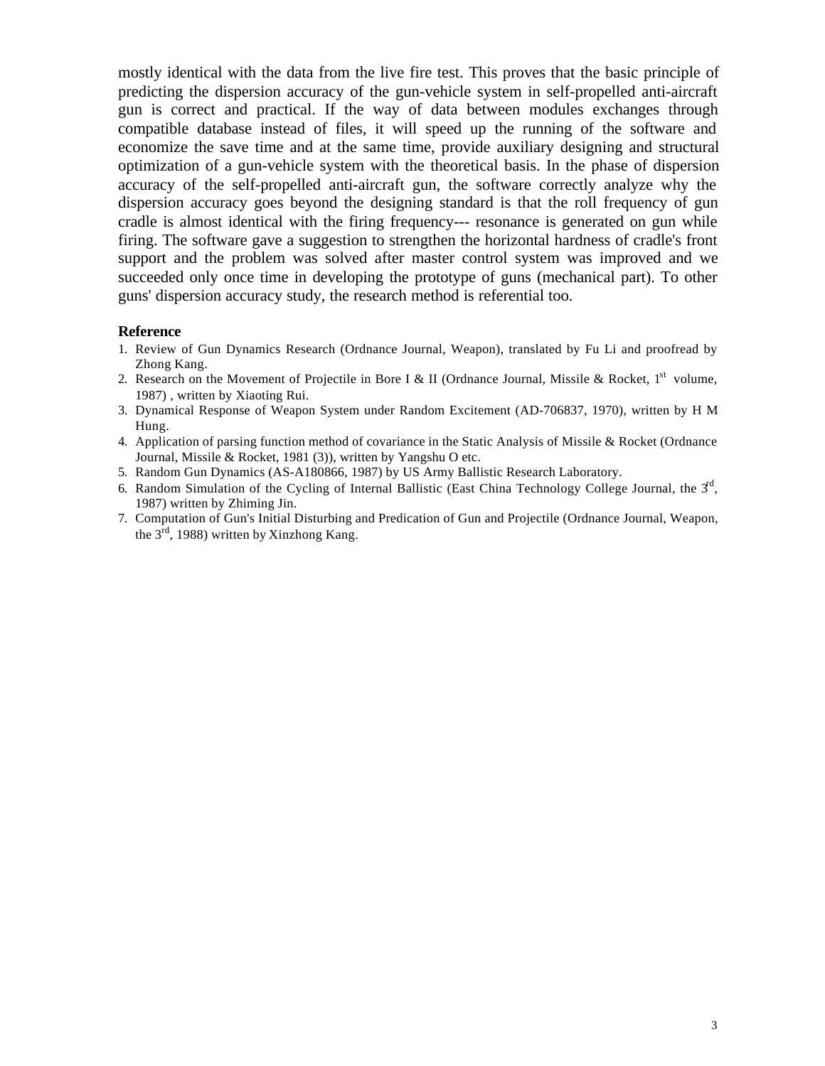mostly identical with the data from the live fire test. This proves that the basic principle of predicting the dispersion accuracy of the gun-vehicle system in self-propelled anti-aircraft gun is correct and practical. If the way of data between modules exchanges through compatible database instead of files, it will speed up the running of the software and economize the save time and at the same time, provide auxiliary designing and structural optimization of a gun-vehicle system with the theoretical basis. In the phase of dispersion accuracy of the self-propelled anti-aircraft gun, the software correctly analyze why the dispersion accuracy goes beyond the designing standard is that the roll frequency of gun cradle is almost identical with the firing frequency--- resonance is generated on gun while firing. The software gave a suggestion to strengthen the horizontal hardness of cradle's front support and the problem was solved after master control system was improved and we succeeded only once time in developing the prototype of guns (mechanical part). To other guns' dispersion accuracy study, the research method is referential too.

**Reference**

1. Review of Gun Dynamics Research (Ordnance Journal, Weapon), translated by Fu Li and proofread by Zhong Kang.
2. Research on the Movement of Projectile in Bore I & II (Ordnance Journal, Missile & Rocket, 1st volume, 1987) , written by Xiaoting Rui.
3. Dynamical Response of Weapon System under Random Excitement (AD-706837, 1970), written by H M Hung.
4. Application of parsing function method of covariance in the Static Analysis of Missile & Rocket (Ordnance Journal, Missile & Rocket, 1981 (3)), written by Yangshu O etc.
5. Random Gun Dynamics (AS-A180866, 1987) by US Army Ballistic Research Laboratory.
6. Random Simulation of the Cycling of Internal Ballistic (East China Technology College Journal, the 3rd, 1987) written by Zhiming Jin.
7. Computation of Gun's Initial Disturbing and Predication of Gun and Projectile (Ordnance Journal, Weapon, the 3rd, 1988) written by Xinzhong Kang.